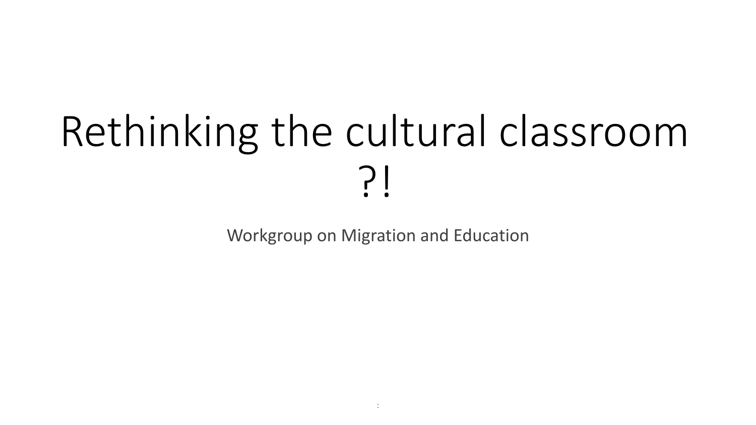# Rethinking the cultural classroom ?!

Workgroup on Migration and Education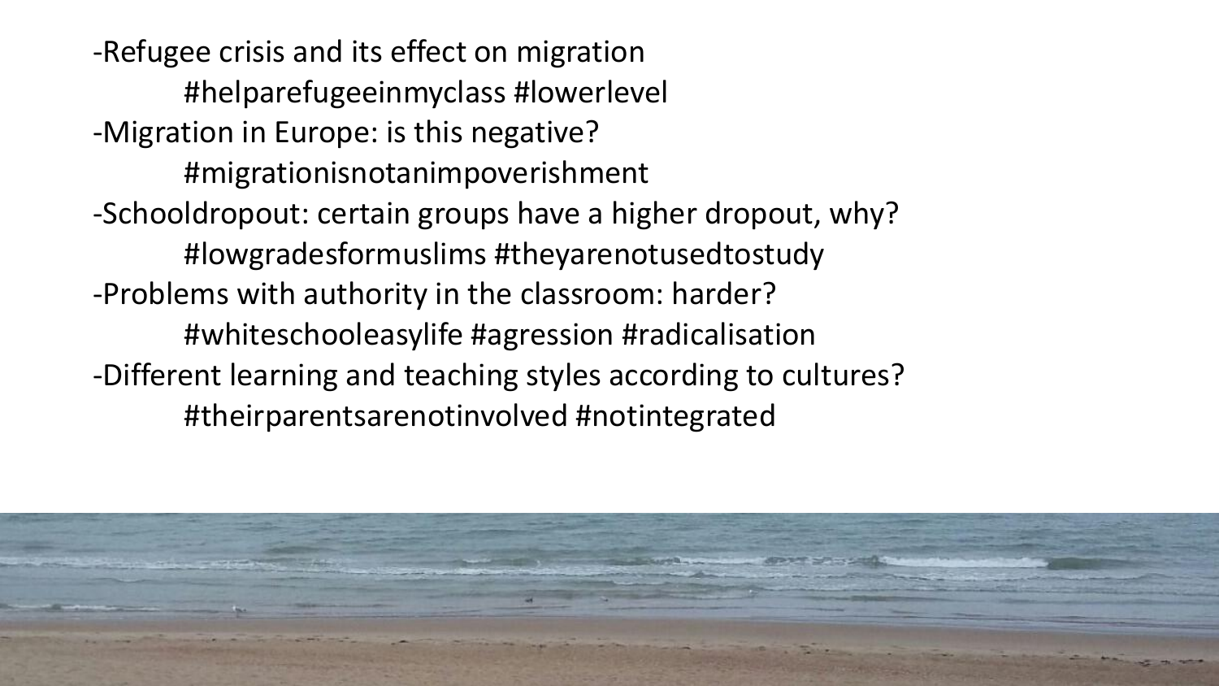-Refugee crisis and its effect on migration

#helparefugeeinmyclass #lowerlevel

-Migration in Europe: is this negative?

#migrationisnotanimpoverishment

-Schooldropout: certain groups have a higher dropout, why?

#lowgradesformuslims #theyarenotusedtostudy

-Problems with authority in the classroom: harder?

#whiteschooleasylife #agression #radicalisation

-Different learning and teaching styles according to cultures?

#theirparentsarenotinvolved #notintegrated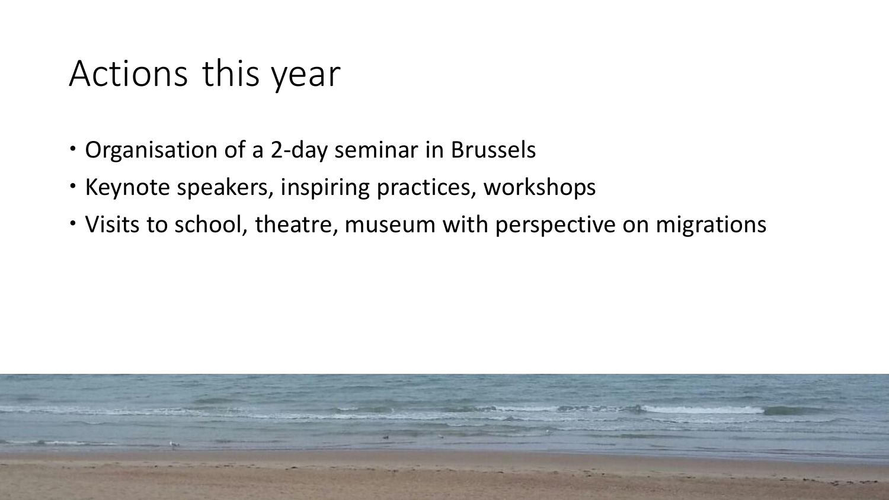# Actions this year

- Organisation of a 2-day seminar in Brussels
- Keynote speakers, inspiring practices, workshops
- Visits to school, theatre, museum with perspective on migrations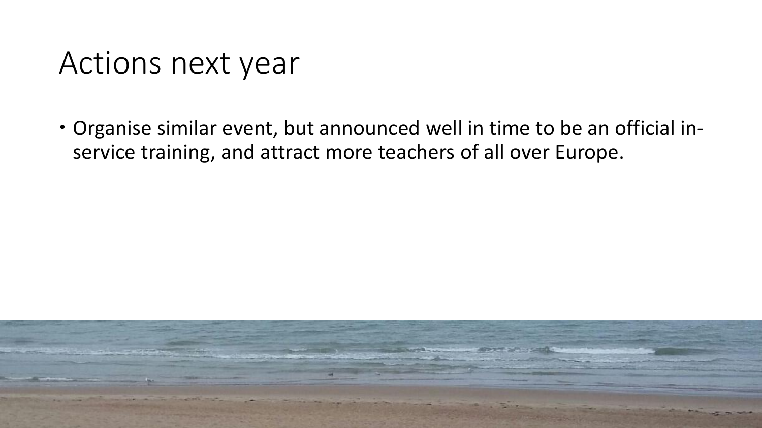# Actions next year

- Organise similar event, but announced well in time to be an official in-service training, and attract more teachers of all over Europe.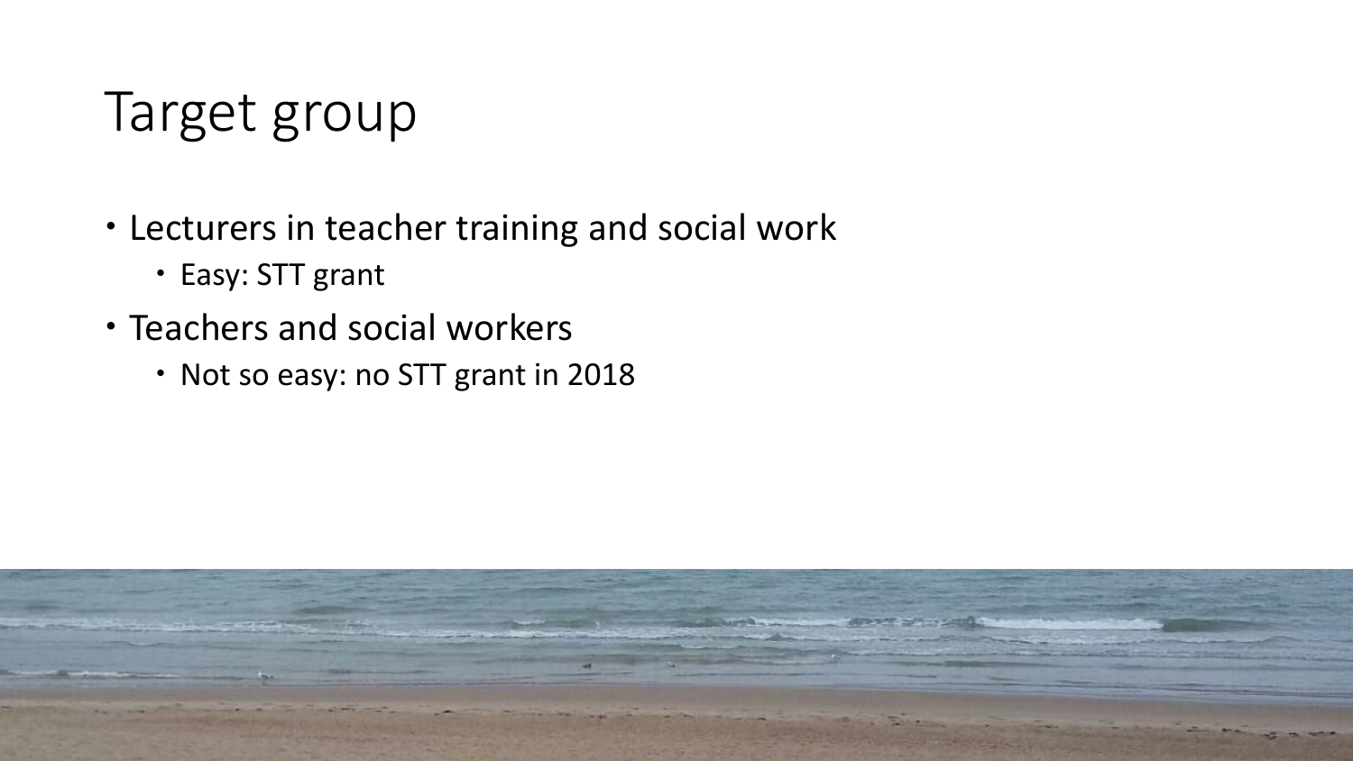# Target group

- Lecturers in teacher training and social work
  - Easy: STT grant
- Teachers and social workers
  - Not so easy: no STT grant in 2018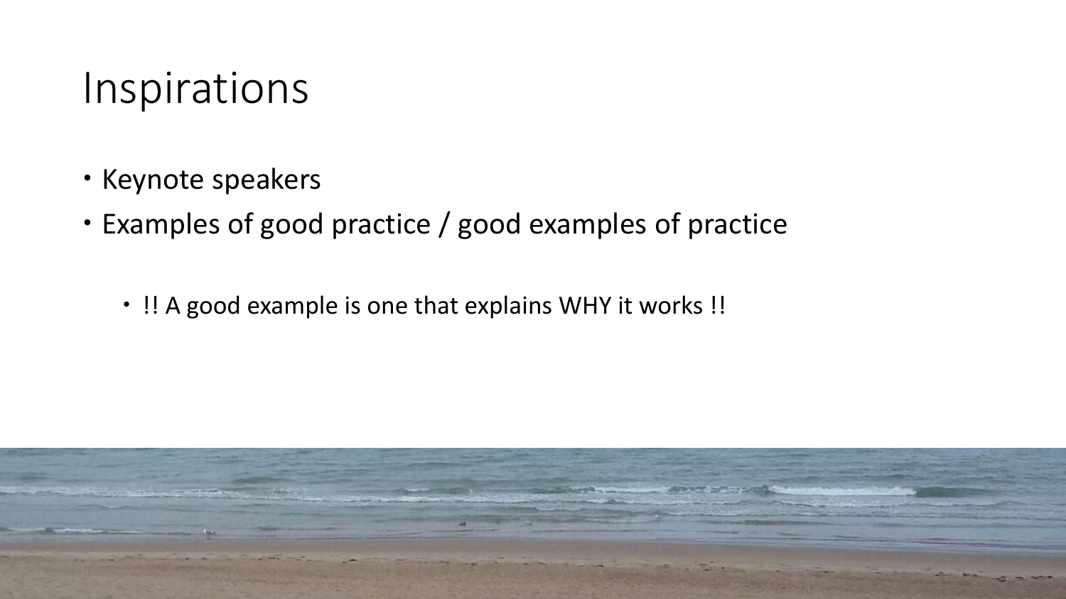# Inspirations

- Keynote speakers
- Examples of good practice / good examples of practice
  - !! A good example is one that explains WHY it works !!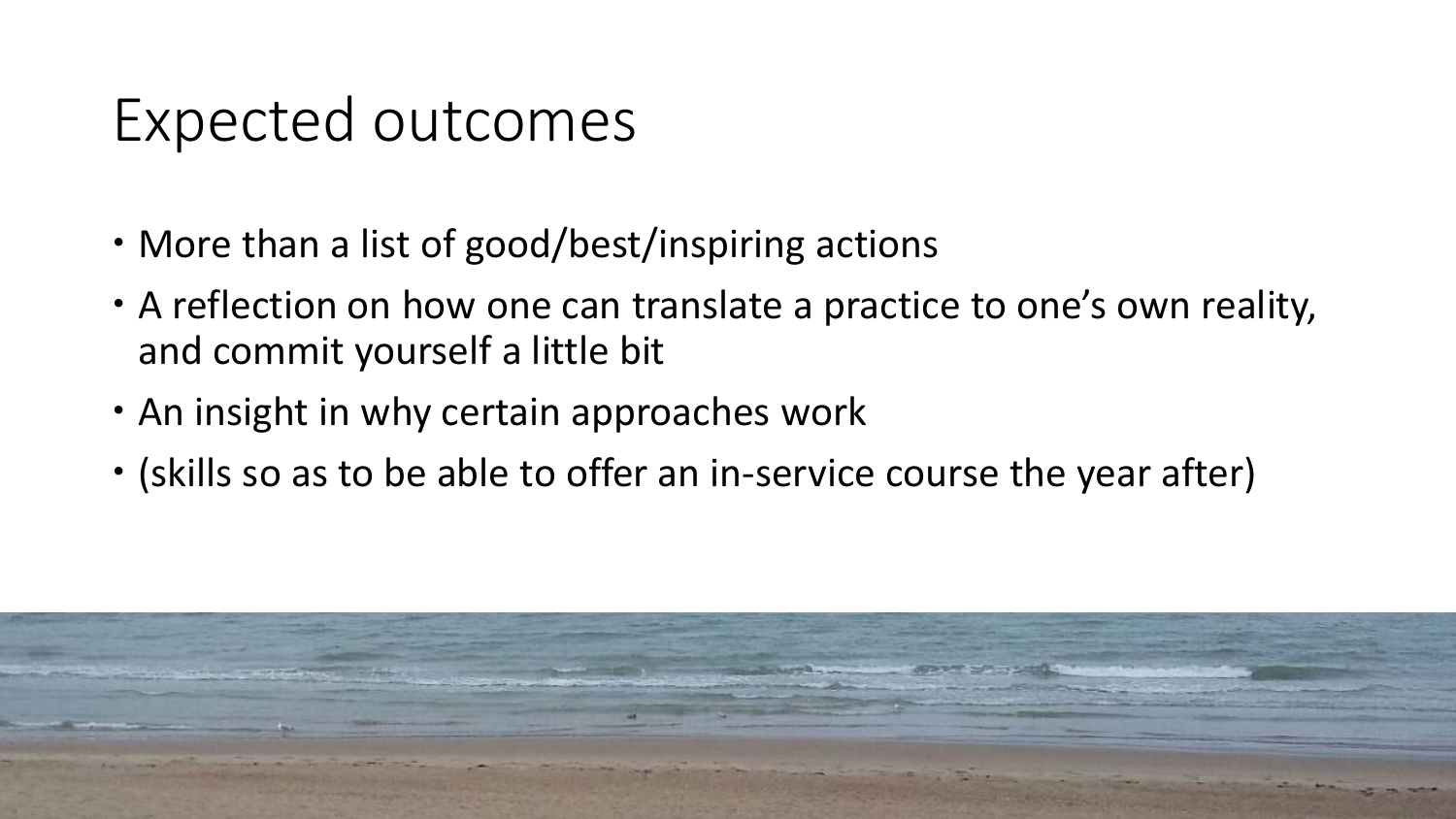# Expected outcomes

- More than a list of good/best/inspiring actions
- A reflection on how one can translate a practice to one's own reality, and commit yourself a little bit
- An insight in why certain approaches work
- (skills so as to be able to offer an in-service course the year after)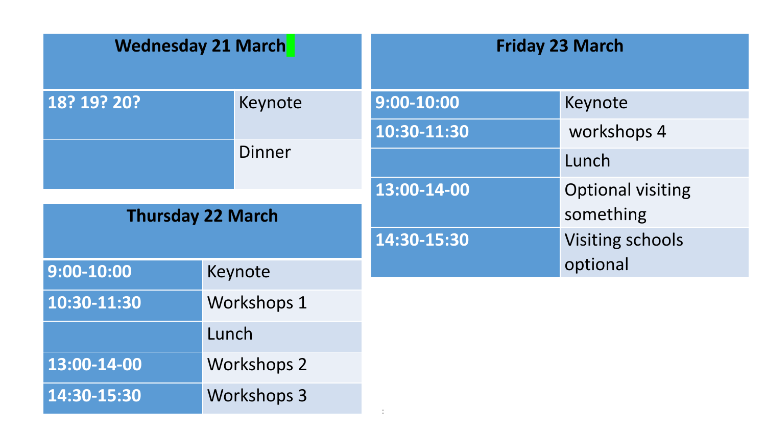| Wednesday 21 March | |
|---|---|
| 18? 19? 20? | Keynote |
| | Dinner |

| Thursday 22 March | |
|---|---|
| 9:00-10:00 | Keynote |
| 10:30-11:30 | Workshops 1 |
| | Lunch |
| 13:00-14-00 | Workshops 2 |
| 14:30-15:30 | Workshops 3 |

| Friday 23 March | |
|---|---|
| 9:00-10:00 | Keynote |
| 10:30-11:30 | workshops 4 |
| | Lunch |
| 13:00-14-00 | Optional visiting something |
| 14:30-15:30 | Visiting schools optional |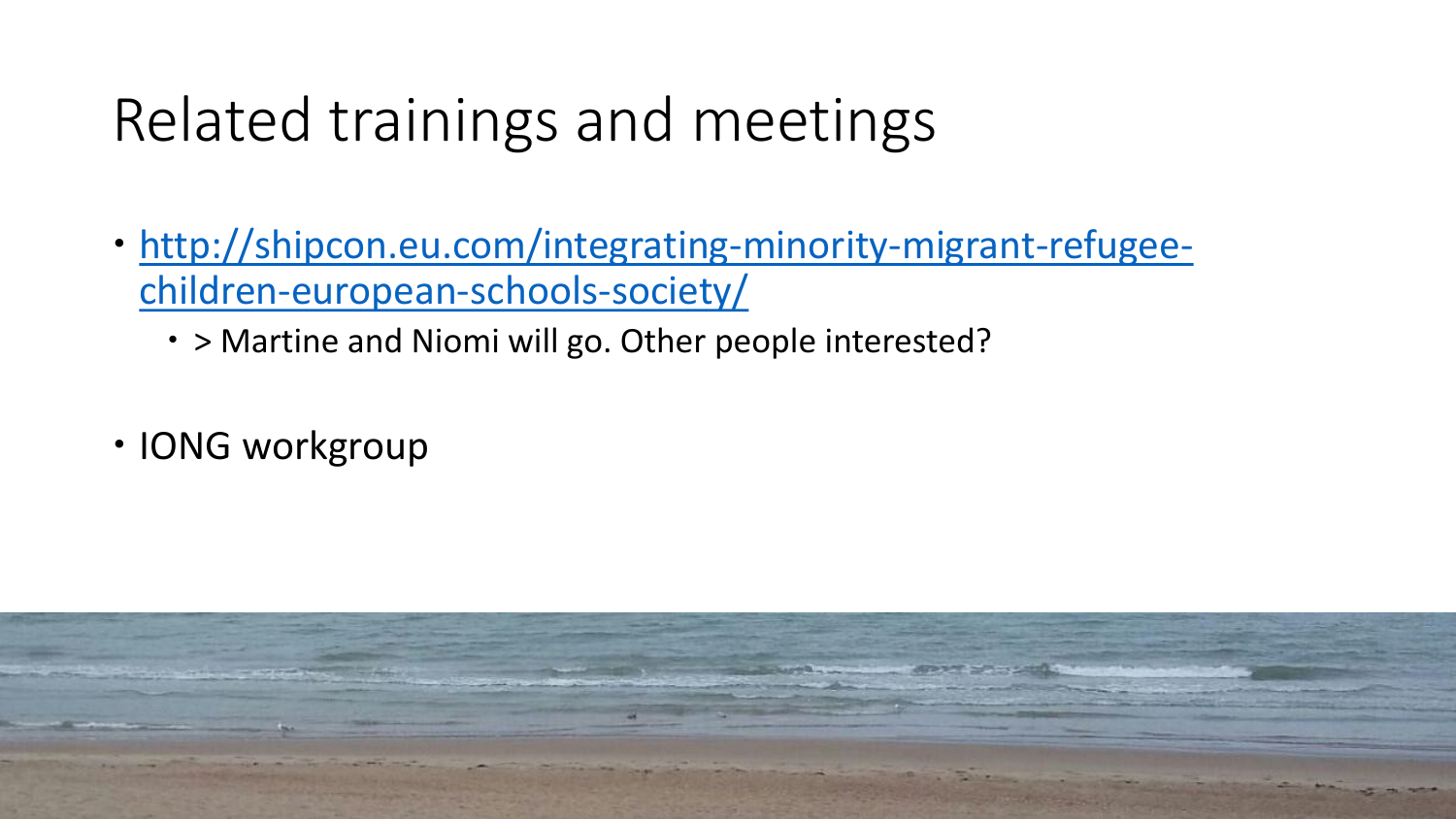# Related trainings and meetings

- [http://shipcon.eu.com/integrating-minority-migrant-refugee-children-european-schools-society/](http://shipcon.eu.com/integrating-minority-migrant-refugee-children-european-schools-society/)
  - > Martine and Niomi will go. Other people interested?
- IONG workgroup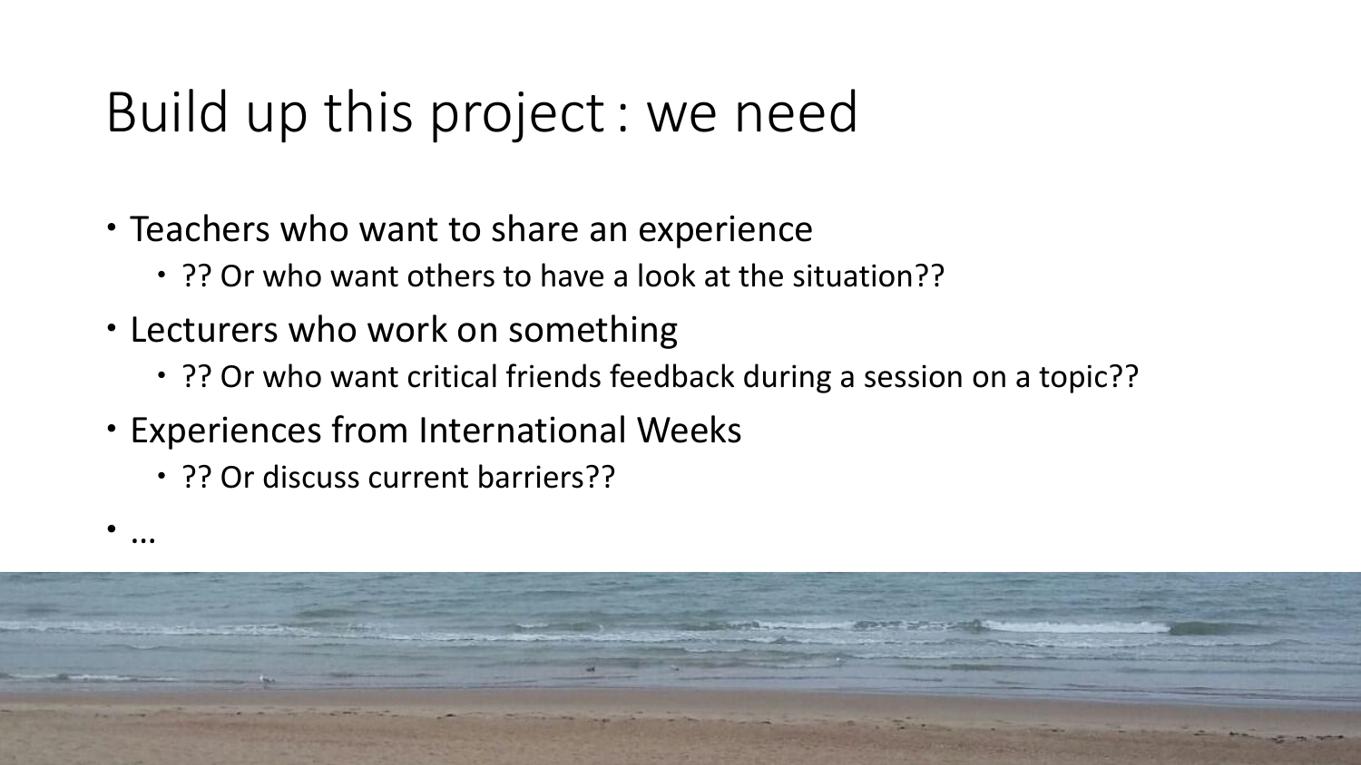# Build up this project : we need

- Teachers who want to share an experience
  - ?? Or who want others to have a look at the situation??
- Lecturers who work on something
  - ?? Or who want critical friends feedback during a session on a topic??
- Experiences from International Weeks
  - ?? Or discuss current barriers??
- …